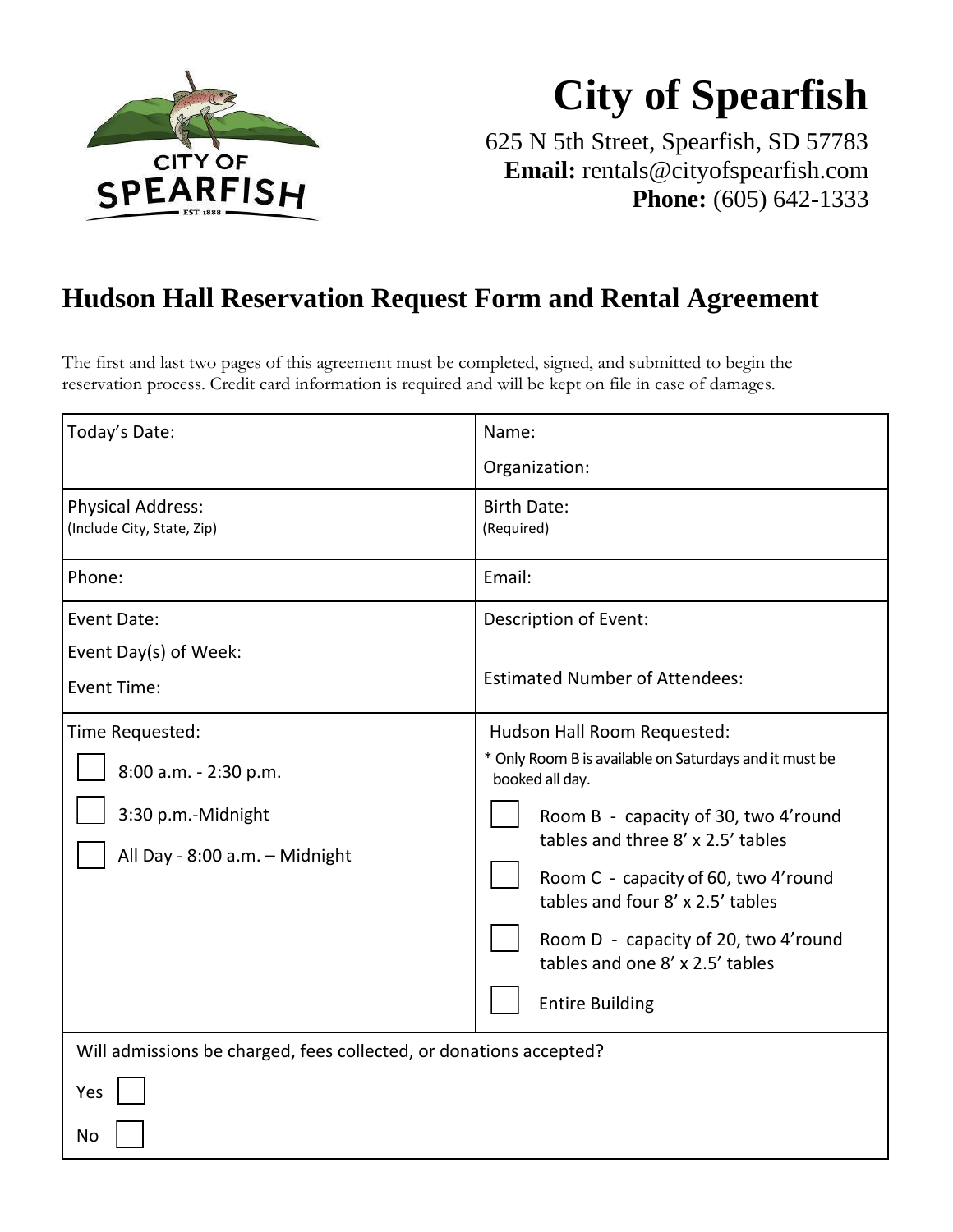# City of Spearfish

625 N 5th Street, Spearfish, SD 57783
**Email:** rentals@cityofspearfish.com
**Phone:** (605) 642-1333

## Hudson Hall Reservation Request Form and Rental Agreement

The first and last two pages of this agreement must be completed, signed, and submitted to begin the reservation process. Credit card information is required and will be kept on file in case of damages.

| | |
|---|---|
| Today's Date: | Name:<br><br>Organization: |
| Physical Address:<br>(Include City, State, Zip) | Birth Date:<br>(Required) |
| Phone: | Email: |
| Event Date:<br><br>Event Day(s) of Week:<br><br>Event Time: | Description of Event:<br><br>Estimated Number of Attendees: |
| Time Requested:<br><br>☐ 8:00 a.m. - 2:30 p.m.<br><br>☐ 3:30 p.m.-Midnight<br><br>☐ All Day - 8:00 a.m. – Midnight | Hudson Hall Room Requested:<br>* Only Room B is available on Saturdays and it must be booked all day.<br><br>☐ Room B - capacity of 30, two 4'round tables and three 8' x 2.5' tables<br><br>☐ Room C - capacity of 60, two 4'round tables and four 8' x 2.5' tables<br><br>☐ Room D - capacity of 20, two 4'round tables and one 8' x 2.5' tables<br><br>☐ Entire Building |

Will admissions be charged, fees collected, or donations accepted?

Yes ☐

No ☐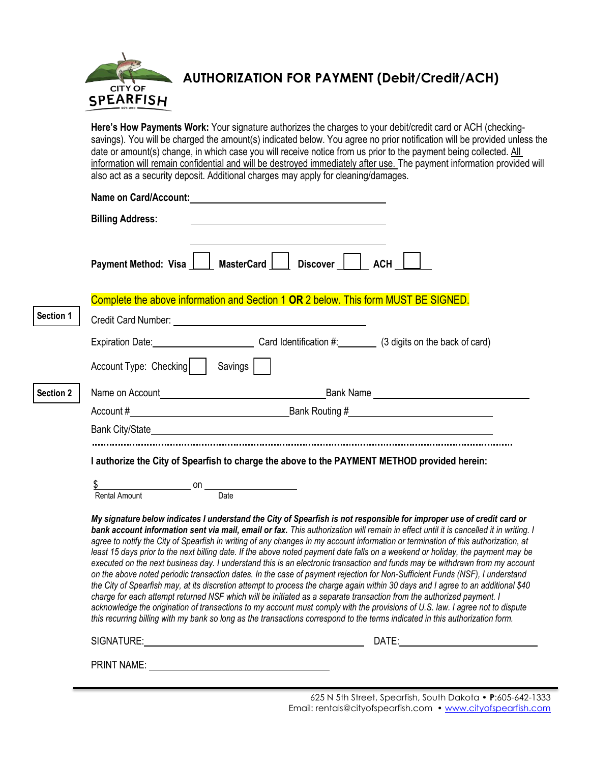CITY OF SPEARFISH

# AUTHORIZATION FOR PAYMENT (Debit/Credit/ACH)

**Here's How Payments Work:** Your signature authorizes the charges to your debit/credit card or ACH (checking-savings). You will be charged the amount(s) indicated below. You agree no prior notification will be provided unless the date or amount(s) change, in which case you will receive notice from us prior to the payment being collected. All information will remain confidential and will be destroyed immediately after use. The payment information provided will also act as a security deposit. Additional charges may apply for cleaning/damages.

**Name on Card/Account:** ______________________________

**Billing Address:** ______________________________

______________________________

**Payment Method: Visa** ☐ **MasterCard** ☐ **Discover** ☐ **ACH** ☐

Complete the above information and Section 1 **OR** 2 below. This form MUST BE SIGNED.

**Section 1**

Credit Card Number: ______________________________

Expiration Date: ________________ Card Identification #: ________ (3 digits on the back of card)

Account Type: Checking ☐ Savings ☐

**Section 2**

Name on Account ______________________________ Bank Name ______________________________

Account # ______________________________ Bank Routing # ______________________________

Bank City/State ______________________________

**I authorize the City of Spearfish to charge the above to the PAYMENT METHOD provided herein:**

$ ________________ on ________________

Rental Amount Date

***My signature below indicates I understand the City of Spearfish is not responsible for improper use of credit card or bank account information sent via mail, email or fax.*** *This authorization will remain in effect until it is cancelled it in writing. I agree to notify the City of Spearfish in writing of any changes in my account information or termination of this authorization, at least 15 days prior to the next billing date. If the above noted payment date falls on a weekend or holiday, the payment may be executed on the next business day. I understand this is an electronic transaction and funds may be withdrawn from my account on the above noted periodic transaction dates. In the case of payment rejection for Non-Sufficient Funds (NSF), I understand the City of Spearfish may, at its discretion attempt to process the charge again within 30 days and I agree to an additional $40 charge for each attempt returned NSF which will be initiated as a separate transaction from the authorized payment. I acknowledge the origination of transactions to my account must comply with the provisions of U.S. law. I agree not to dispute this recurring billing with my bank so long as the transactions correspond to the terms indicated in this authorization form.*

SIGNATURE: ______________________________ DATE: ________________

PRINT NAME: ______________________________

625 N 5th Street, Spearfish, South Dakota • **P**:605-642-1333
Email: rentals@cityofspearfish.com • www.cityofspearfish.com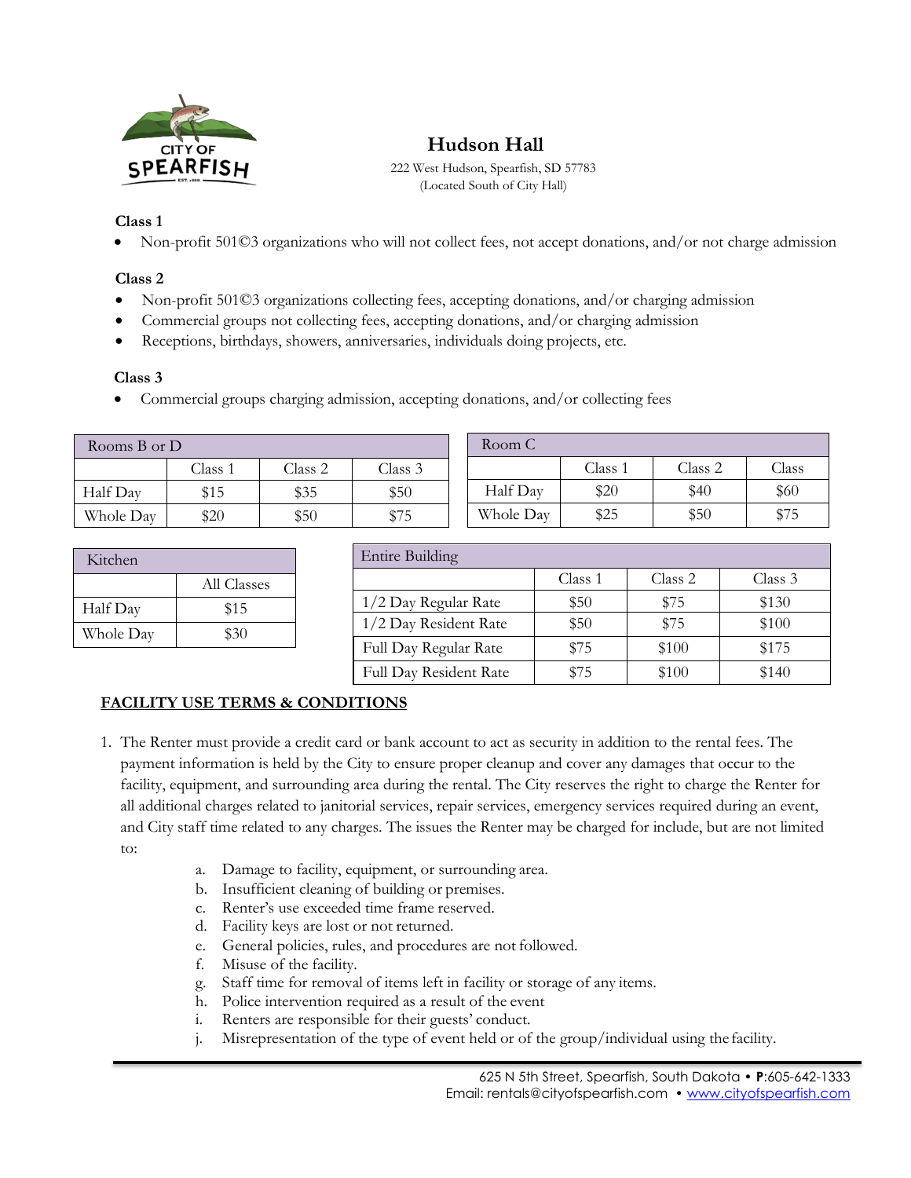# Hudson Hall

222 West Hudson, Spearfish, SD 57783
(Located South of City Hall)

**Class 1**

- Non-profit 501©3 organizations who will not collect fees, not accept donations, and/or not charge admission

**Class 2**

- Non-profit 501©3 organizations collecting fees, accepting donations, and/or charging admission
- Commercial groups not collecting fees, accepting donations, and/or charging admission
- Receptions, birthdays, showers, anniversaries, individuals doing projects, etc.

**Class 3**

- Commercial groups charging admission, accepting donations, and/or collecting fees

| Rooms B or D | | | |
|---|---|---|---|
| | Class 1 | Class 2 | Class 3 |
| Half Day | $15 | $35 | $50 |
| Whole Day | $20 | $50 | $75 |

| Room C | | | |
|---|---|---|---|
| | Class 1 | Class 2 | Class |
| Half Day | $20 | $40 | $60 |
| Whole Day | $25 | $50 | $75 |

| Kitchen | |
|---|---|
| | All Classes |
| Half Day | $15 |
| Whole Day | $30 |

| Entire Building | | | |
|---|---|---|---|
| | Class 1 | Class 2 | Class 3 |
| 1/2 Day Regular Rate | $50 | $75 | $130 |
| 1/2 Day Resident Rate | $50 | $75 | $100 |
| Full Day Regular Rate | $75 | $100 | $175 |
| Full Day Resident Rate | $75 | $100 | $140 |

## FACILITY USE TERMS & CONDITIONS

1. The Renter must provide a credit card or bank account to act as security in addition to the rental fees. The payment information is held by the City to ensure proper cleanup and cover any damages that occur to the facility, equipment, and surrounding area during the rental. The City reserves the right to charge the Renter for all additional charges related to janitorial services, repair services, emergency services required during an event, and City staff time related to any charges. The issues the Renter may be charged for include, but are not limited to:
   a. Damage to facility, equipment, or surrounding area.
   b. Insufficient cleaning of building or premises.
   c. Renter's use exceeded time frame reserved.
   d. Facility keys are lost or not returned.
   e. General policies, rules, and procedures are not followed.
   f. Misuse of the facility.
   g. Staff time for removal of items left in facility or storage of any items.
   h. Police intervention required as a result of the event
   i. Renters are responsible for their guests' conduct.
   j. Misrepresentation of the type of event held or of the group/individual using the facility.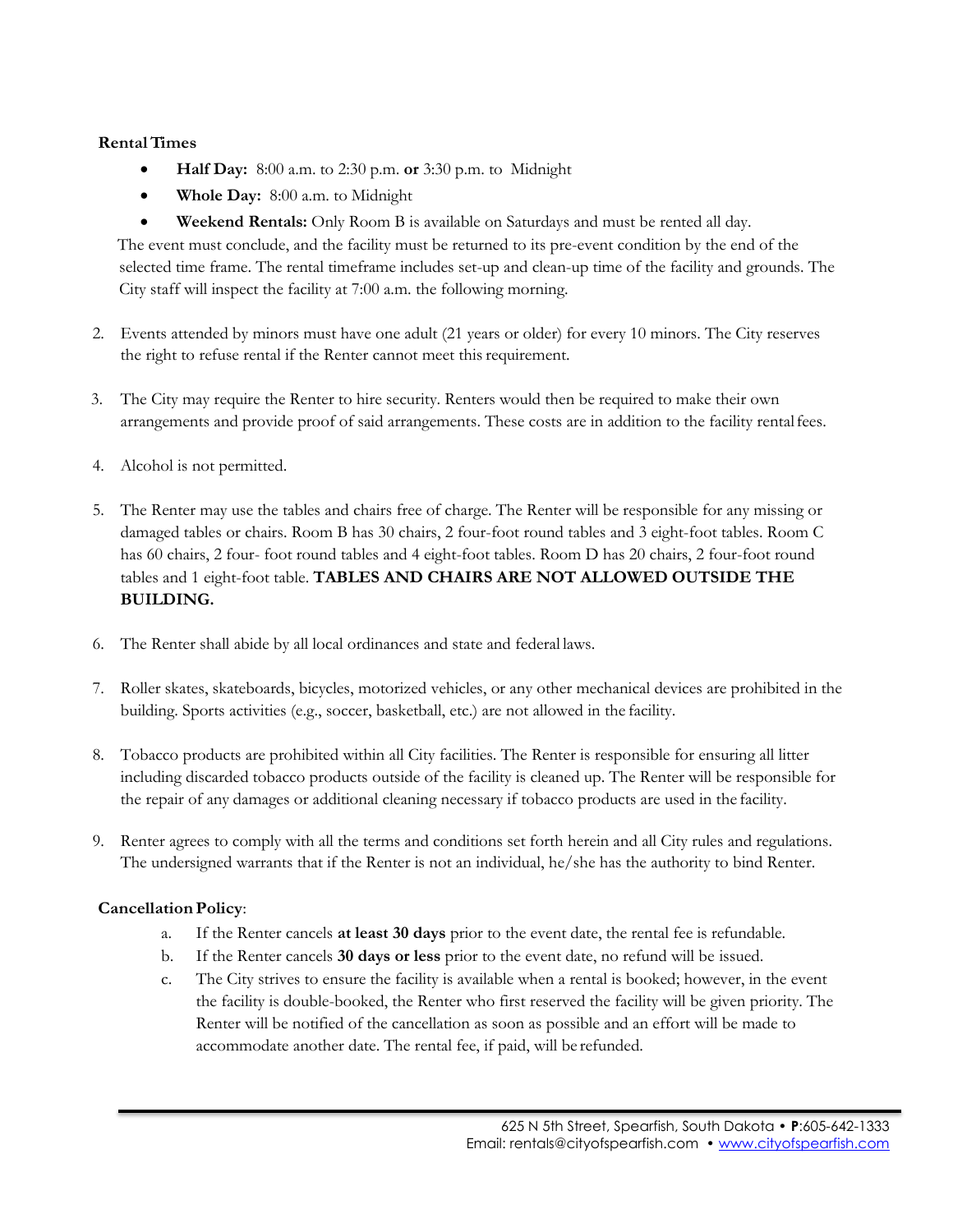**Rental Times**

- **Half Day:** 8:00 a.m. to 2:30 p.m. **or** 3:30 p.m. to Midnight
- **Whole Day:** 8:00 a.m. to Midnight
- **Weekend Rentals:** Only Room B is available on Saturdays and must be rented all day.

The event must conclude, and the facility must be returned to its pre-event condition by the end of the selected time frame. The rental timeframe includes set-up and clean-up time of the facility and grounds. The City staff will inspect the facility at 7:00 a.m. the following morning.

2. Events attended by minors must have one adult (21 years or older) for every 10 minors. The City reserves the right to refuse rental if the Renter cannot meet this requirement.

3. The City may require the Renter to hire security. Renters would then be required to make their own arrangements and provide proof of said arrangements. These costs are in addition to the facility rental fees.

4. Alcohol is not permitted.

5. The Renter may use the tables and chairs free of charge. The Renter will be responsible for any missing or damaged tables or chairs. Room B has 30 chairs, 2 four-foot round tables and 3 eight-foot tables. Room C has 60 chairs, 2 four- foot round tables and 4 eight-foot tables. Room D has 20 chairs, 2 four-foot round tables and 1 eight-foot table. **TABLES AND CHAIRS ARE NOT ALLOWED OUTSIDE THE BUILDING.**

6. The Renter shall abide by all local ordinances and state and federal laws.

7. Roller skates, skateboards, bicycles, motorized vehicles, or any other mechanical devices are prohibited in the building. Sports activities (e.g., soccer, basketball, etc.) are not allowed in the facility.

8. Tobacco products are prohibited within all City facilities. The Renter is responsible for ensuring all litter including discarded tobacco products outside of the facility is cleaned up. The Renter will be responsible for the repair of any damages or additional cleaning necessary if tobacco products are used in the facility.

9. Renter agrees to comply with all the terms and conditions set forth herein and all City rules and regulations. The undersigned warrants that if the Renter is not an individual, he/she has the authority to bind Renter.

**Cancellation Policy**:

a. If the Renter cancels **at least 30 days** prior to the event date, the rental fee is refundable.

b. If the Renter cancels **30 days or less** prior to the event date, no refund will be issued.

c. The City strives to ensure the facility is available when a rental is booked; however, in the event the facility is double-booked, the Renter who first reserved the facility will be given priority. The Renter will be notified of the cancellation as soon as possible and an effort will be made to accommodate another date. The rental fee, if paid, will be refunded.

625 N 5th Street, Spearfish, South Dakota • **P**:605-642-1333
Email: rentals@cityofspearfish.com • www.cityofspearfish.com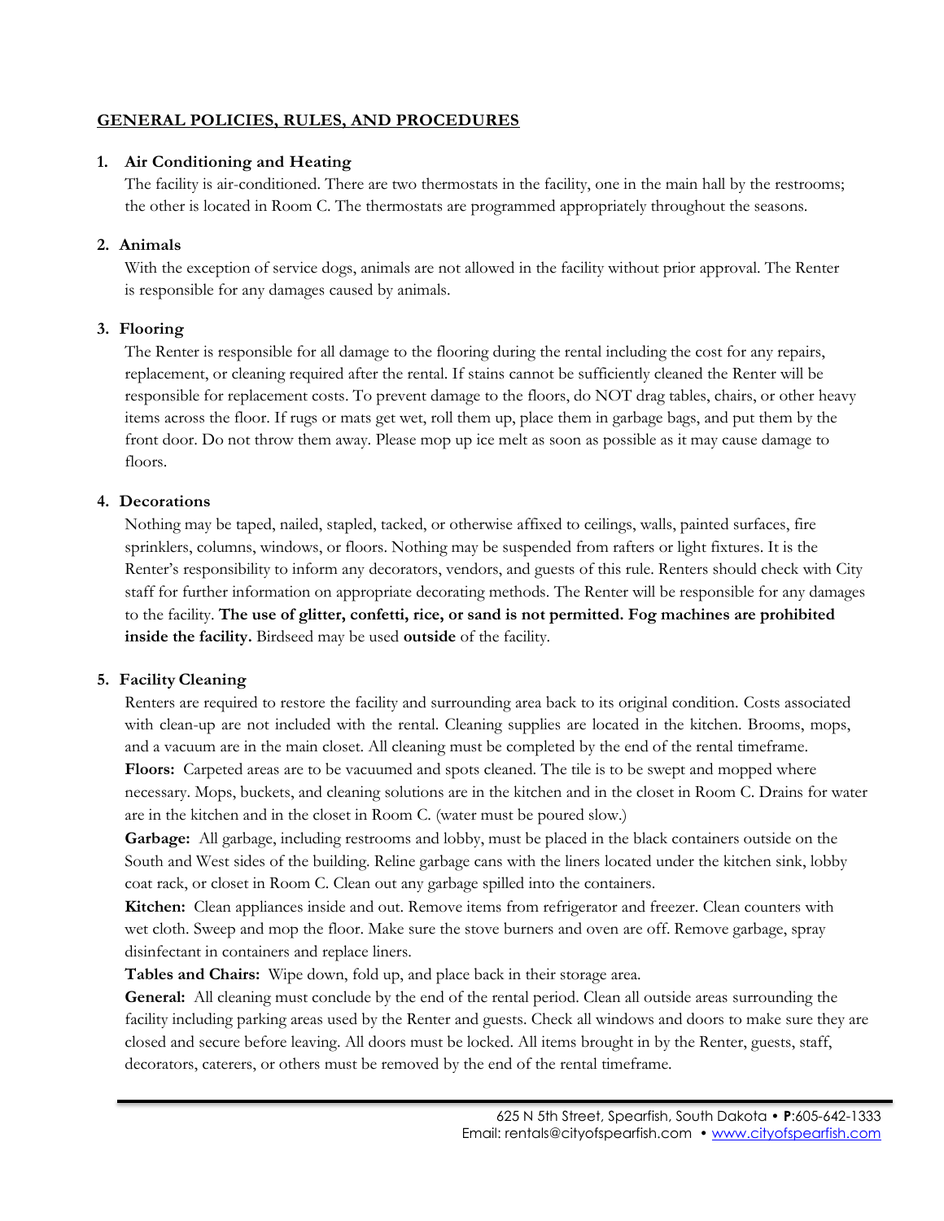## GENERAL POLICIES, RULES, AND PROCEDURES

### 1. Air Conditioning and Heating

The facility is air-conditioned. There are two thermostats in the facility, one in the main hall by the restrooms; the other is located in Room C. The thermostats are programmed appropriately throughout the seasons.

### 2. Animals

With the exception of service dogs, animals are not allowed in the facility without prior approval. The Renter is responsible for any damages caused by animals.

### 3. Flooring

The Renter is responsible for all damage to the flooring during the rental including the cost for any repairs, replacement, or cleaning required after the rental. If stains cannot be sufficiently cleaned the Renter will be responsible for replacement costs. To prevent damage to the floors, do NOT drag tables, chairs, or other heavy items across the floor. If rugs or mats get wet, roll them up, place them in garbage bags, and put them by the front door. Do not throw them away. Please mop up ice melt as soon as possible as it may cause damage to floors.

### 4. Decorations

Nothing may be taped, nailed, stapled, tacked, or otherwise affixed to ceilings, walls, painted surfaces, fire sprinklers, columns, windows, or floors. Nothing may be suspended from rafters or light fixtures. It is the Renter's responsibility to inform any decorators, vendors, and guests of this rule. Renters should check with City staff for further information on appropriate decorating methods. The Renter will be responsible for any damages to the facility. **The use of glitter, confetti, rice, or sand is not permitted. Fog machines are prohibited inside the facility.** Birdseed may be used **outside** of the facility.

### 5. Facility Cleaning

Renters are required to restore the facility and surrounding area back to its original condition. Costs associated with clean-up are not included with the rental. Cleaning supplies are located in the kitchen. Brooms, mops, and a vacuum are in the main closet. All cleaning must be completed by the end of the rental timeframe.

**Floors:** Carpeted areas are to be vacuumed and spots cleaned. The tile is to be swept and mopped where necessary. Mops, buckets, and cleaning solutions are in the kitchen and in the closet in Room C. Drains for water are in the kitchen and in the closet in Room C. (water must be poured slow.)

**Garbage:** All garbage, including restrooms and lobby, must be placed in the black containers outside on the South and West sides of the building. Reline garbage cans with the liners located under the kitchen sink, lobby coat rack, or closet in Room C. Clean out any garbage spilled into the containers.

**Kitchen:** Clean appliances inside and out. Remove items from refrigerator and freezer. Clean counters with wet cloth. Sweep and mop the floor. Make sure the stove burners and oven are off. Remove garbage, spray disinfectant in containers and replace liners.

**Tables and Chairs:** Wipe down, fold up, and place back in their storage area.

**General:** All cleaning must conclude by the end of the rental period. Clean all outside areas surrounding the facility including parking areas used by the Renter and guests. Check all windows and doors to make sure they are closed and secure before leaving. All doors must be locked. All items brought in by the Renter, guests, staff, decorators, caterers, or others must be removed by the end of the rental timeframe.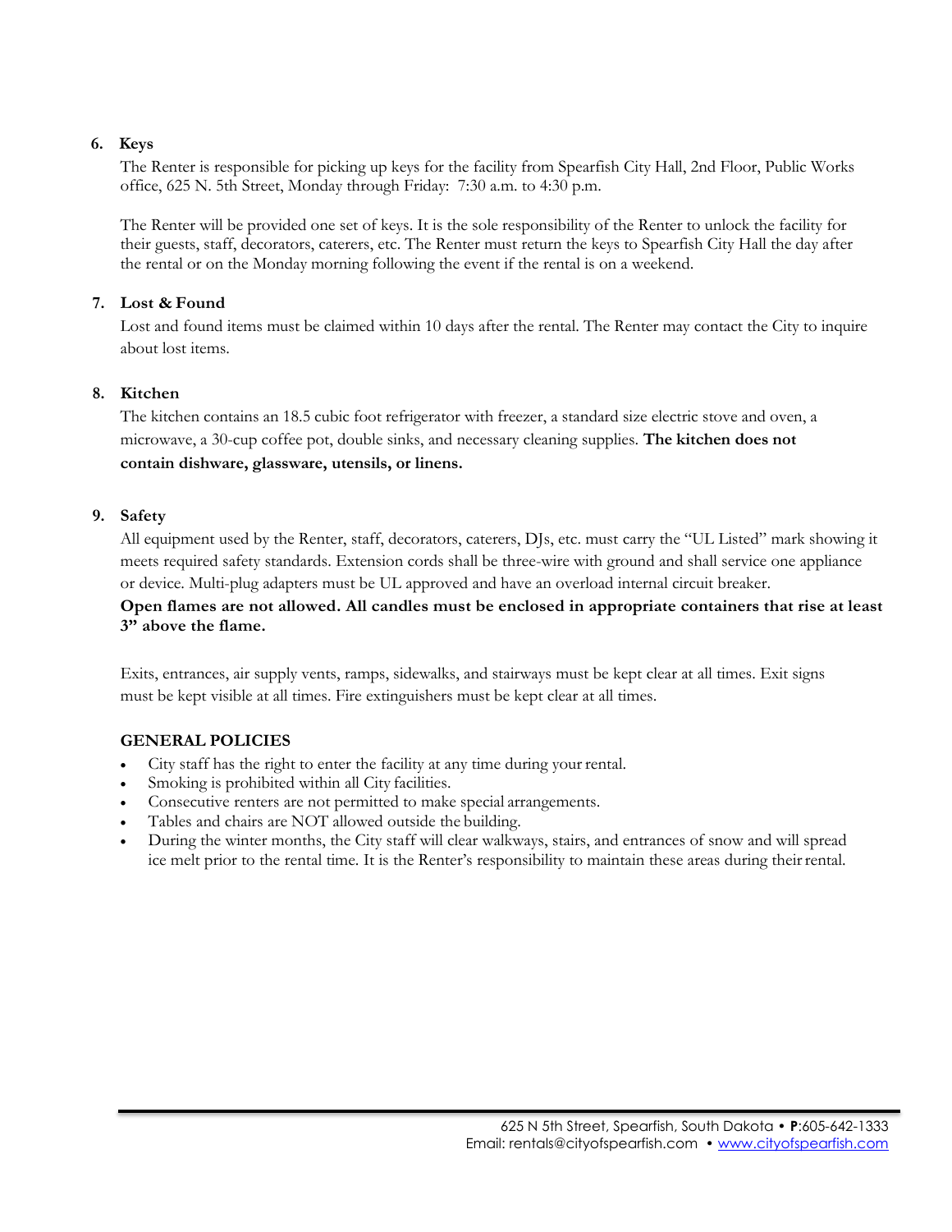6. **Keys**

   The Renter is responsible for picking up keys for the facility from Spearfish City Hall, 2nd Floor, Public Works office, 625 N. 5th Street, Monday through Friday: 7:30 a.m. to 4:30 p.m.

   The Renter will be provided one set of keys. It is the sole responsibility of the Renter to unlock the facility for their guests, staff, decorators, caterers, etc. The Renter must return the keys to Spearfish City Hall the day after the rental or on the Monday morning following the event if the rental is on a weekend.

7. **Lost & Found**

   Lost and found items must be claimed within 10 days after the rental. The Renter may contact the City to inquire about lost items.

8. **Kitchen**

   The kitchen contains an 18.5 cubic foot refrigerator with freezer, a standard size electric stove and oven, a microwave, a 30-cup coffee pot, double sinks, and necessary cleaning supplies. **The kitchen does not contain dishware, glassware, utensils, or linens.**

9. **Safety**

   All equipment used by the Renter, staff, decorators, caterers, DJs, etc. must carry the "UL Listed" mark showing it meets required safety standards. Extension cords shall be three-wire with ground and shall service one appliance or device. Multi-plug adapters must be UL approved and have an overload internal circuit breaker.
   **Open flames are not allowed. All candles must be enclosed in appropriate containers that rise at least 3" above the flame.**

   Exits, entrances, air supply vents, ramps, sidewalks, and stairways must be kept clear at all times. Exit signs must be kept visible at all times. Fire extinguishers must be kept clear at all times.

**GENERAL POLICIES**

- City staff has the right to enter the facility at any time during your rental.
- Smoking is prohibited within all City facilities.
- Consecutive renters are not permitted to make special arrangements.
- Tables and chairs are NOT allowed outside the building.
- During the winter months, the City staff will clear walkways, stairs, and entrances of snow and will spread ice melt prior to the rental time. It is the Renter's responsibility to maintain these areas during their rental.

625 N 5th Street, Spearfish, South Dakota • **P**:605-642-1333
Email: rentals@cityofspearfish.com • www.cityofspearfish.com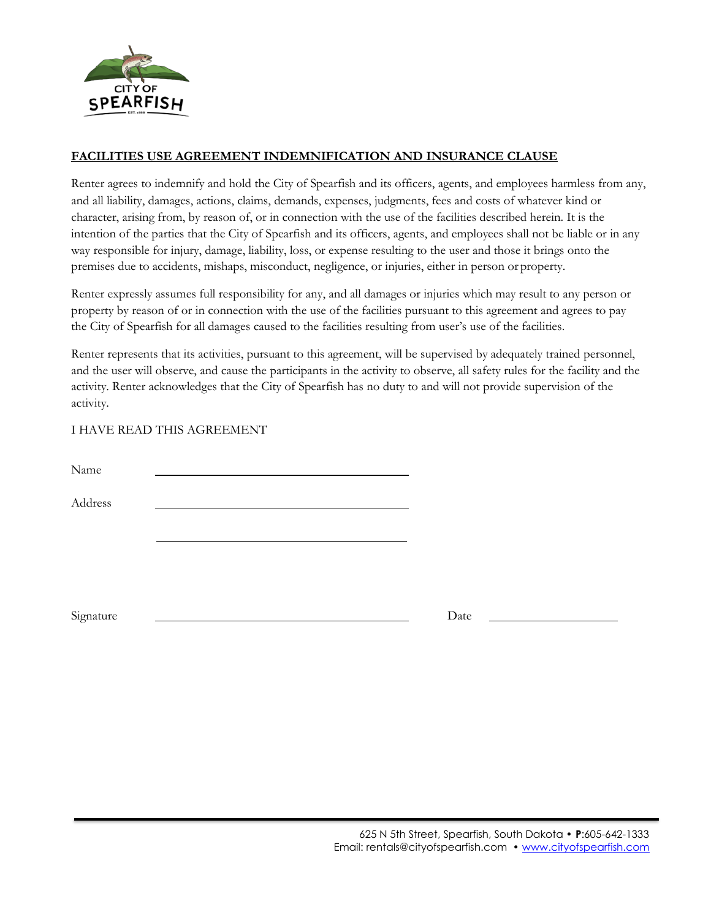CITY OF SPEARFISH

## FACILITIES USE AGREEMENT INDEMNIFICATION AND INSURANCE CLAUSE

Renter agrees to indemnify and hold the City of Spearfish and its officers, agents, and employees harmless from any, and all liability, damages, actions, claims, demands, expenses, judgments, fees and costs of whatever kind or character, arising from, by reason of, or in connection with the use of the facilities described herein. It is the intention of the parties that the City of Spearfish and its officers, agents, and employees shall not be liable or in any way responsible for injury, damage, liability, loss, or expense resulting to the user and those it brings onto the premises due to accidents, mishaps, misconduct, negligence, or injuries, either in person or property.

Renter expressly assumes full responsibility for any, and all damages or injuries which may result to any person or property by reason of or in connection with the use of the facilities pursuant to this agreement and agrees to pay the City of Spearfish for all damages caused to the facilities resulting from user's use of the facilities.

Renter represents that its activities, pursuant to this agreement, will be supervised by adequately trained personnel, and the user will observe, and cause the participants in the activity to observe, all safety rules for the facility and the activity. Renter acknowledges that the City of Spearfish has no duty to and will not provide supervision of the activity.

I HAVE READ THIS AGREEMENT

Name \_\_\_\_\_\_\_\_\_\_\_\_\_\_\_\_\_\_\_\_\_\_\_\_\_\_\_\_\_\_\_\_\_\_\_\_

Address \_\_\_\_\_\_\_\_\_\_\_\_\_\_\_\_\_\_\_\_\_\_\_\_\_\_\_\_\_\_\_\_\_\_\_\_

\_\_\_\_\_\_\_\_\_\_\_\_\_\_\_\_\_\_\_\_\_\_\_\_\_\_\_\_\_\_\_\_\_\_\_\_

Signature \_\_\_\_\_\_\_\_\_\_\_\_\_\_\_\_\_\_\_\_\_\_\_\_\_\_\_\_\_\_\_\_\_\_\_\_ Date \_\_\_\_\_\_\_\_\_\_\_\_\_\_\_\_\_\_

625 N 5th Street, Spearfish, South Dakota • **P**:605-642-1333
Email: rentals@cityofspearfish.com • www.cityofspearfish.com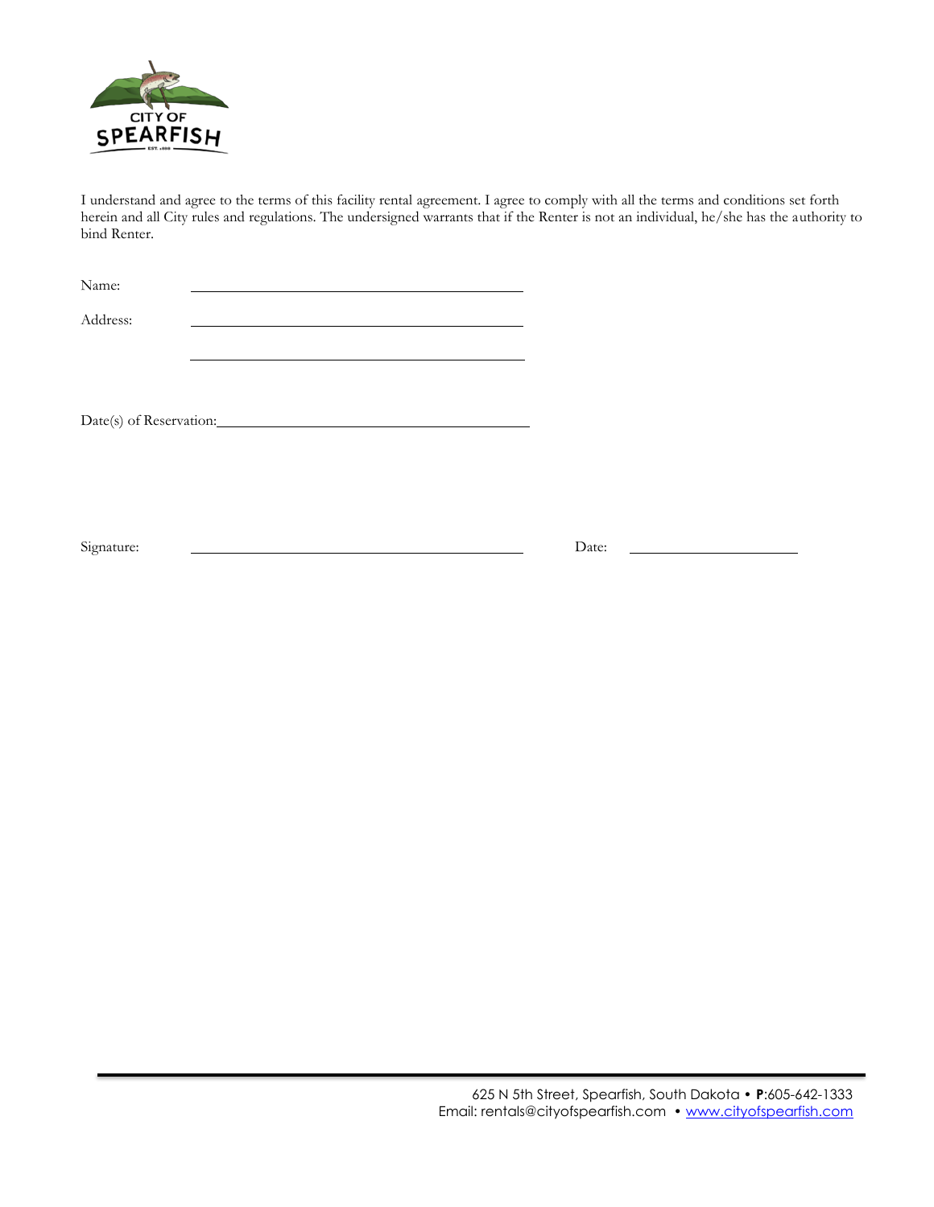I understand and agree to the terms of this facility rental agreement. I agree to comply with all the terms and conditions set forth herein and all City rules and regulations. The undersigned warrants that if the Renter is not an individual, he/she has the authority to bind Renter.

Name: ______________________________________________

Address: ______________________________________________

______________________________________________

Date(s) of Reservation: ______________________________________________

Signature: ______________________________________________ Date: ________________________

625 N 5th Street, Spearfish, South Dakota • **P**:605-642-1333
Email: rentals@cityofspearfish.com • www.cityofspearfish.com